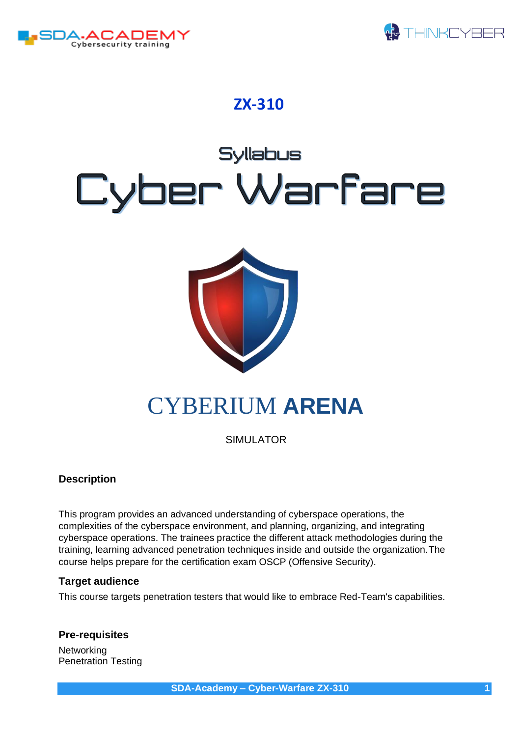SDA.ACADEMY Cybersecurity training

THINKCYBER

# ZX-310

## Syllabus

# Cyber Warfare

## CYBERIUM ARENA

SIMULATOR

### Description

This program provides an advanced understanding of cyberspace operations, the complexities of the cyberspace environment, and planning, organizing, and integrating cyberspace operations. The trainees practice the different attack methodologies during the training, learning advanced penetration techniques inside and outside the organization. The course helps prepare for the certification exam OSCP (Offensive Security).

### Target audience

This course targets penetration testers that would like to embrace Red-Team's capabilities.

### Pre-requisites

Networking
Penetration Testing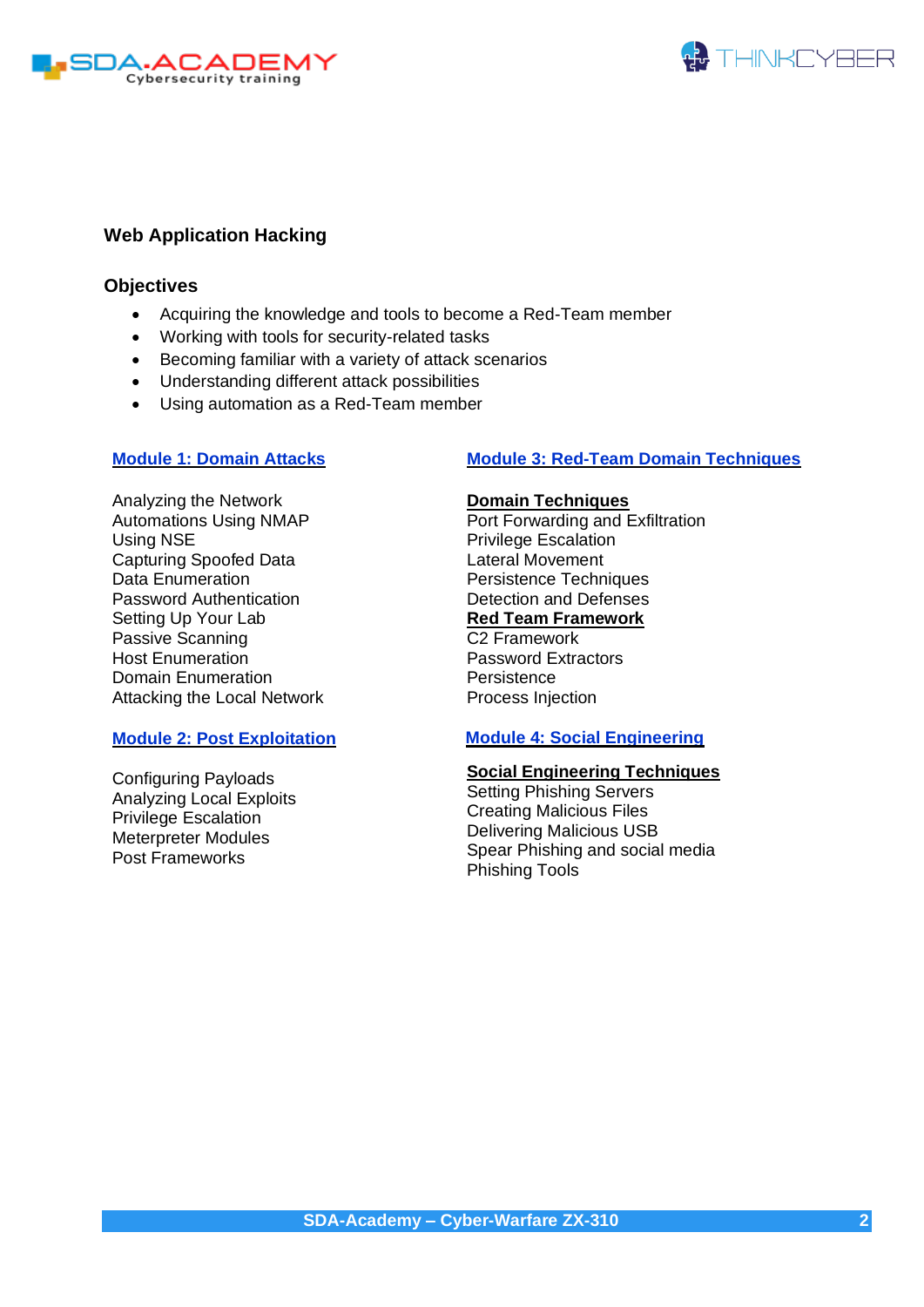## Web Application Hacking

### Objectives

- Acquiring the knowledge and tools to become a Red-Team member
- Working with tools for security-related tasks
- Becoming familiar with a variety of attack scenarios
- Understanding different attack possibilities
- Using automation as a Red-Team member

### Module 1: Domain Attacks

Analyzing the Network
Automations Using NMAP
Using NSE
Capturing Spoofed Data
Data Enumeration
Password Authentication
Setting Up Your Lab
Passive Scanning
Host Enumeration
Domain Enumeration
Attacking the Local Network

### Module 2: Post Exploitation

Configuring Payloads
Analyzing Local Exploits
Privilege Escalation
Meterpreter Modules
Post Frameworks

### Module 3: Red-Team Domain Techniques

**Domain Techniques**

Port Forwarding and Exfiltration
Privilege Escalation
Lateral Movement
Persistence Techniques
Detection and Defenses

**Red Team Framework**

C2 Framework
Password Extractors
Persistence
Process Injection

### Module 4: Social Engineering

**Social Engineering Techniques**

Setting Phishing Servers
Creating Malicious Files
Delivering Malicious USB
Spear Phishing and social media
Phishing Tools